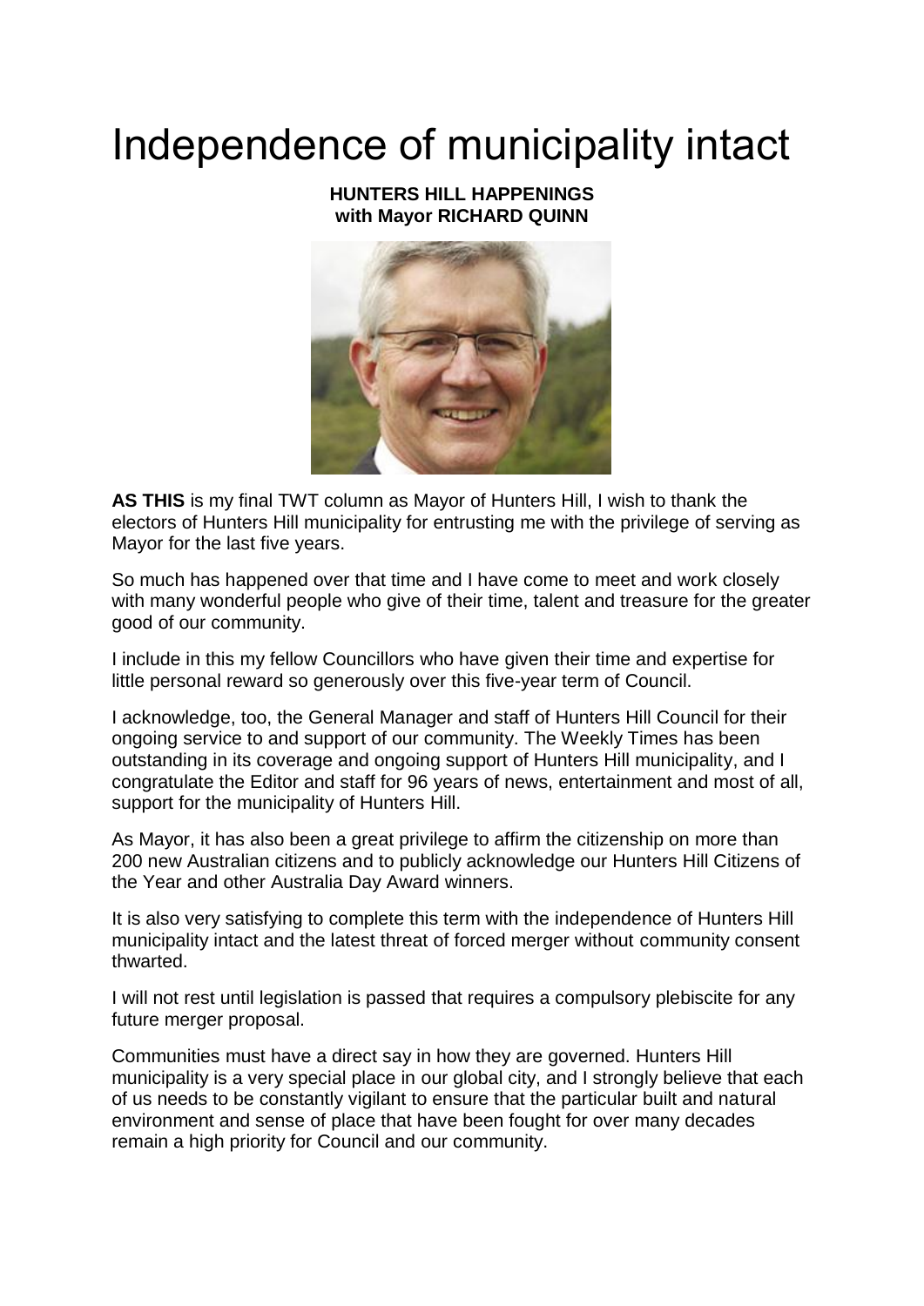# Independence of municipality intact

**HUNTERS HILL HAPPENINGS**
**with Mayor RICHARD QUINN**

**AS THIS** is my final TWT column as Mayor of Hunters Hill, I wish to thank the electors of Hunters Hill municipality for entrusting me with the privilege of serving as Mayor for the last five years.

So much has happened over that time and I have come to meet and work closely with many wonderful people who give of their time, talent and treasure for the greater good of our community.

I include in this my fellow Councillors who have given their time and expertise for little personal reward so generously over this five-year term of Council.

I acknowledge, too, the General Manager and staff of Hunters Hill Council for their ongoing service to and support of our community. The Weekly Times has been outstanding in its coverage and ongoing support of Hunters Hill municipality, and I congratulate the Editor and staff for 96 years of news, entertainment and most of all, support for the municipality of Hunters Hill.

As Mayor, it has also been a great privilege to affirm the citizenship on more than 200 new Australian citizens and to publicly acknowledge our Hunters Hill Citizens of the Year and other Australia Day Award winners.

It is also very satisfying to complete this term with the independence of Hunters Hill municipality intact and the latest threat of forced merger without community consent thwarted.

I will not rest until legislation is passed that requires a compulsory plebiscite for any future merger proposal.

Communities must have a direct say in how they are governed. Hunters Hill municipality is a very special place in our global city, and I strongly believe that each of us needs to be constantly vigilant to ensure that the particular built and natural environment and sense of place that have been fought for over many decades remain a high priority for Council and our community.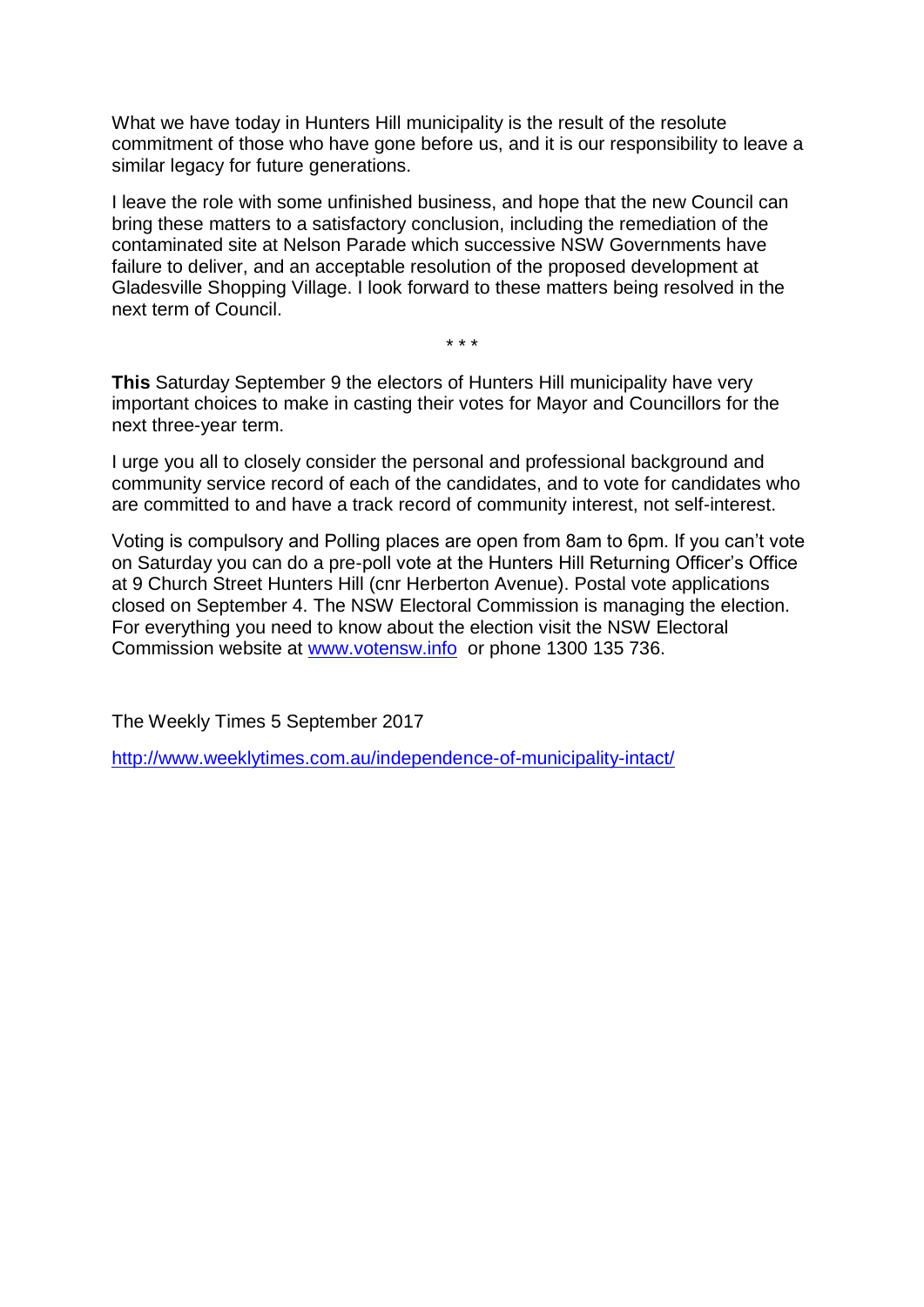What we have today in Hunters Hill municipality is the result of the resolute commitment of those who have gone before us, and it is our responsibility to leave a similar legacy for future generations.

I leave the role with some unfinished business, and hope that the new Council can bring these matters to a satisfactory conclusion, including the remediation of the contaminated site at Nelson Parade which successive NSW Governments have failure to deliver, and an acceptable resolution of the proposed development at Gladesville Shopping Village. I look forward to these matters being resolved in the next term of Council.

\* \* \*

**This** Saturday September 9 the electors of Hunters Hill municipality have very important choices to make in casting their votes for Mayor and Councillors for the next three-year term.

I urge you all to closely consider the personal and professional background and community service record of each of the candidates, and to vote for candidates who are committed to and have a track record of community interest, not self-interest.

Voting is compulsory and Polling places are open from 8am to 6pm. If you can't vote on Saturday you can do a pre-poll vote at the Hunters Hill Returning Officer's Office at 9 Church Street Hunters Hill (cnr Herberton Avenue). Postal vote applications closed on September 4. The NSW Electoral Commission is managing the election. For everything you need to know about the election visit the NSW Electoral Commission website at [www.votensw.info](http://www.votensw.info) or phone 1300 135 736.

The Weekly Times 5 September 2017

[http://www.weeklytimes.com.au/independence-of-municipality-intact/](http://www.weeklytimes.com.au/independence-of-municipality-intact/)